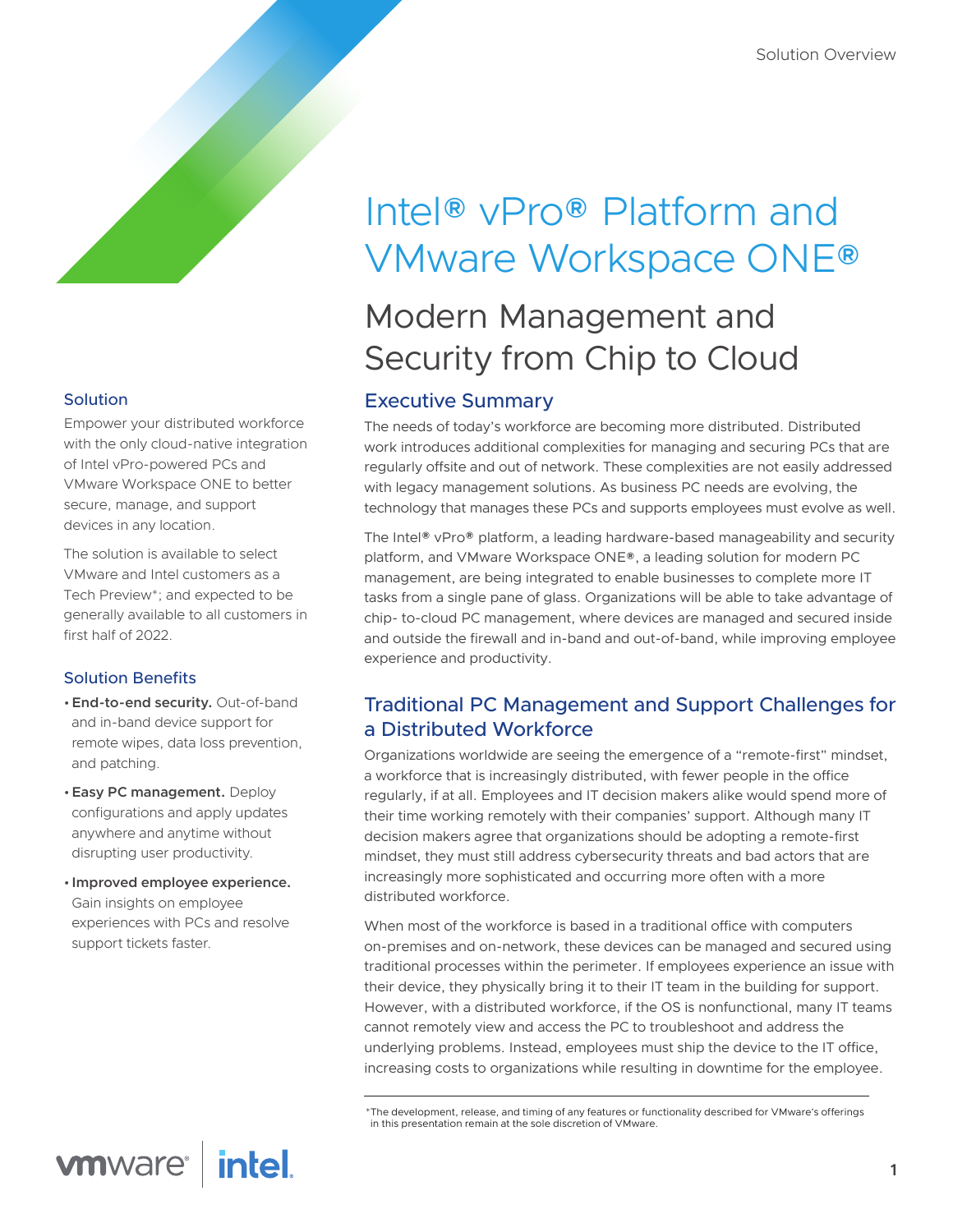# Intel® vPro® Platform and VMware Workspace ONE®

## Modern Management and Security from Chip to Cloud

### Solution

Empower your distributed workforce with the only cloud-native integration of Intel vPro-powered PCs and VMware Workspace ONE to better secure, manage, and support devices in any location.

The solution is available to select VMware and Intel customers as a Tech Preview*; and expected to be generally available to all customers in first half of 2022.

### Solution Benefits

- **End-to-end security.** Out-of-band and in-band device support for remote wipes, data loss prevention, and patching.
- **Easy PC management.** Deploy configurations and apply updates anywhere and anytime without disrupting user productivity.
- **Improved employee experience.** Gain insights on employee experiences with PCs and resolve support tickets faster.

### Executive Summary

The needs of today's workforce are becoming more distributed. Distributed work introduces additional complexities for managing and securing PCs that are regularly offsite and out of network. These complexities are not easily addressed with legacy management solutions. As business PC needs are evolving, the technology that manages these PCs and supports employees must evolve as well.

The Intel® vPro® platform, a leading hardware-based manageability and security platform, and VMware Workspace ONE®, a leading solution for modern PC management, are being integrated to enable businesses to complete more IT tasks from a single pane of glass. Organizations will be able to take advantage of chip- to-cloud PC management, where devices are managed and secured inside and outside the firewall and in-band and out-of-band, while improving employee experience and productivity.

### Traditional PC Management and Support Challenges for a Distributed Workforce

Organizations worldwide are seeing the emergence of a "remote-first" mindset, a workforce that is increasingly distributed, with fewer people in the office regularly, if at all. Employees and IT decision makers alike would spend more of their time working remotely with their companies' support. Although many IT decision makers agree that organizations should be adopting a remote-first mindset, they must still address cybersecurity threats and bad actors that are increasingly more sophisticated and occurring more often with a more distributed workforce.

When most of the workforce is based in a traditional office with computers on-premises and on-network, these devices can be managed and secured using traditional processes within the perimeter. If employees experience an issue with their device, they physically bring it to their IT team in the building for support. However, with a distributed workforce, if the OS is nonfunctional, many IT teams cannot remotely view and access the PC to troubleshoot and address the underlying problems. Instead, employees must ship the device to the IT office, increasing costs to organizations while resulting in downtime for the employee.

*The development, release, and timing of any features or functionality described for VMware's offerings in this presentation remain at the sole discretion of VMware.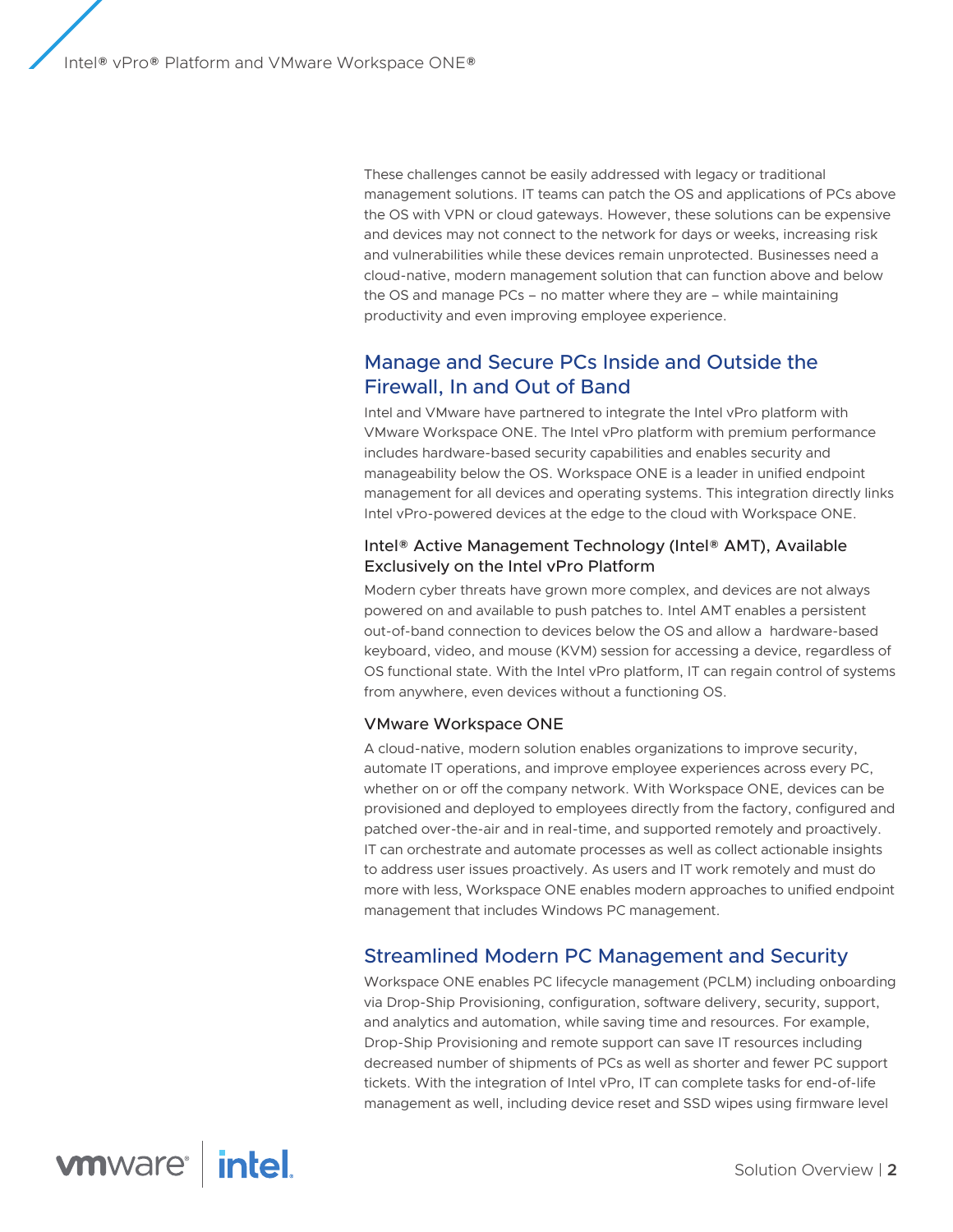These challenges cannot be easily addressed with legacy or traditional management solutions. IT teams can patch the OS and applications of PCs above the OS with VPN or cloud gateways. However, these solutions can be expensive and devices may not connect to the network for days or weeks, increasing risk and vulnerabilities while these devices remain unprotected. Businesses need a cloud-native, modern management solution that can function above and below the OS and manage PCs – no matter where they are – while maintaining productivity and even improving employee experience.

## Manage and Secure PCs Inside and Outside the Firewall, In and Out of Band

Intel and VMware have partnered to integrate the Intel vPro platform with VMware Workspace ONE. The Intel vPro platform with premium performance includes hardware-based security capabilities and enables security and manageability below the OS. Workspace ONE is a leader in unified endpoint management for all devices and operating systems. This integration directly links Intel vPro-powered devices at the edge to the cloud with Workspace ONE.

### Intel® Active Management Technology (Intel® AMT), Available Exclusively on the Intel vPro Platform

Modern cyber threats have grown more complex, and devices are not always powered on and available to push patches to. Intel AMT enables a persistent out-of-band connection to devices below the OS and allow a hardware-based keyboard, video, and mouse (KVM) session for accessing a device, regardless of OS functional state. With the Intel vPro platform, IT can regain control of systems from anywhere, even devices without a functioning OS.

### VMware Workspace ONE

A cloud-native, modern solution enables organizations to improve security, automate IT operations, and improve employee experiences across every PC, whether on or off the company network. With Workspace ONE, devices can be provisioned and deployed to employees directly from the factory, configured and patched over-the-air and in real-time, and supported remotely and proactively. IT can orchestrate and automate processes as well as collect actionable insights to address user issues proactively. As users and IT work remotely and must do more with less, Workspace ONE enables modern approaches to unified endpoint management that includes Windows PC management.

## Streamlined Modern PC Management and Security

Workspace ONE enables PC lifecycle management (PCLM) including onboarding via Drop-Ship Provisioning, configuration, software delivery, security, support, and analytics and automation, while saving time and resources. For example, Drop-Ship Provisioning and remote support can save IT resources including decreased number of shipments of PCs as well as shorter and fewer PC support tickets. With the integration of Intel vPro, IT can complete tasks for end-of-life management as well, including device reset and SSD wipes using firmware level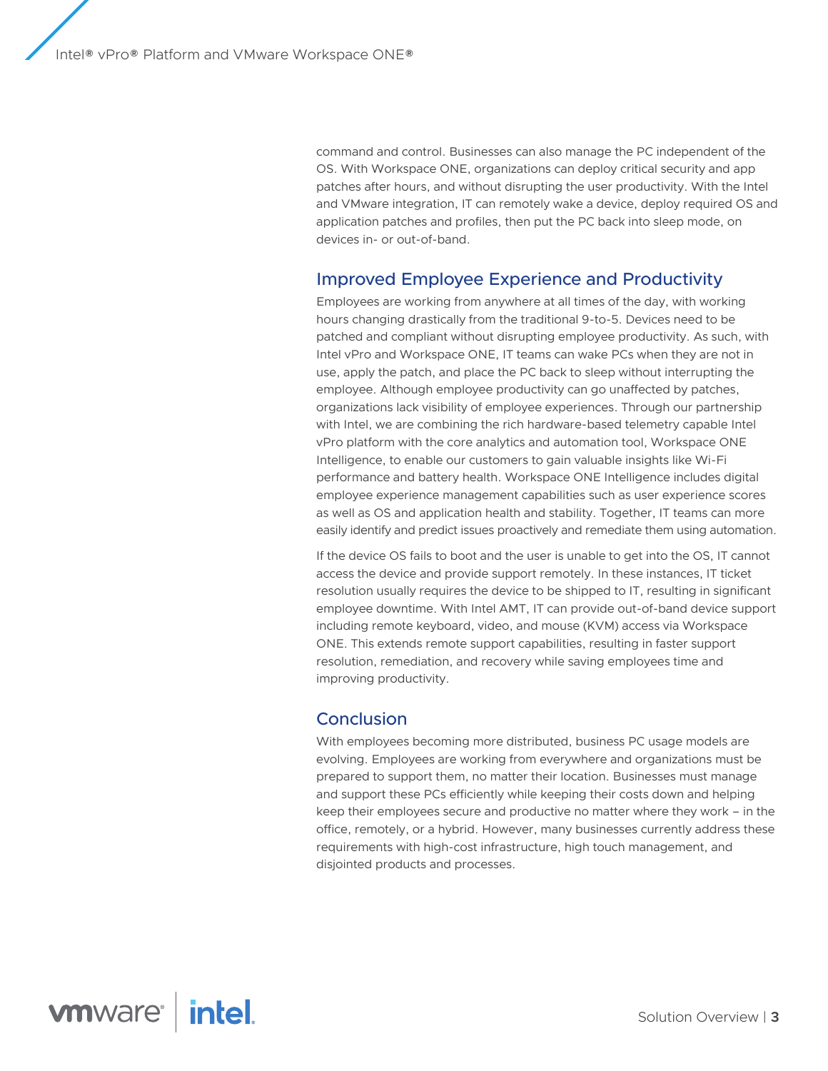command and control. Businesses can also manage the PC independent of the OS. With Workspace ONE, organizations can deploy critical security and app patches after hours, and without disrupting the user productivity. With the Intel and VMware integration, IT can remotely wake a device, deploy required OS and application patches and profiles, then put the PC back into sleep mode, on devices in- or out-of-band.

## Improved Employee Experience and Productivity

Employees are working from anywhere at all times of the day, with working hours changing drastically from the traditional 9-to-5. Devices need to be patched and compliant without disrupting employee productivity. As such, with Intel vPro and Workspace ONE, IT teams can wake PCs when they are not in use, apply the patch, and place the PC back to sleep without interrupting the employee. Although employee productivity can go unaffected by patches, organizations lack visibility of employee experiences. Through our partnership with Intel, we are combining the rich hardware-based telemetry capable Intel vPro platform with the core analytics and automation tool, Workspace ONE Intelligence, to enable our customers to gain valuable insights like Wi-Fi performance and battery health. Workspace ONE Intelligence includes digital employee experience management capabilities such as user experience scores as well as OS and application health and stability. Together, IT teams can more easily identify and predict issues proactively and remediate them using automation.

If the device OS fails to boot and the user is unable to get into the OS, IT cannot access the device and provide support remotely. In these instances, IT ticket resolution usually requires the device to be shipped to IT, resulting in significant employee downtime. With Intel AMT, IT can provide out-of-band device support including remote keyboard, video, and mouse (KVM) access via Workspace ONE. This extends remote support capabilities, resulting in faster support resolution, remediation, and recovery while saving employees time and improving productivity.

## Conclusion

With employees becoming more distributed, business PC usage models are evolving. Employees are working from everywhere and organizations must be prepared to support them, no matter their location. Businesses must manage and support these PCs efficiently while keeping their costs down and helping keep their employees secure and productive no matter where they work – in the office, remotely, or a hybrid. However, many businesses currently address these requirements with high-cost infrastructure, high touch management, and disjointed products and processes.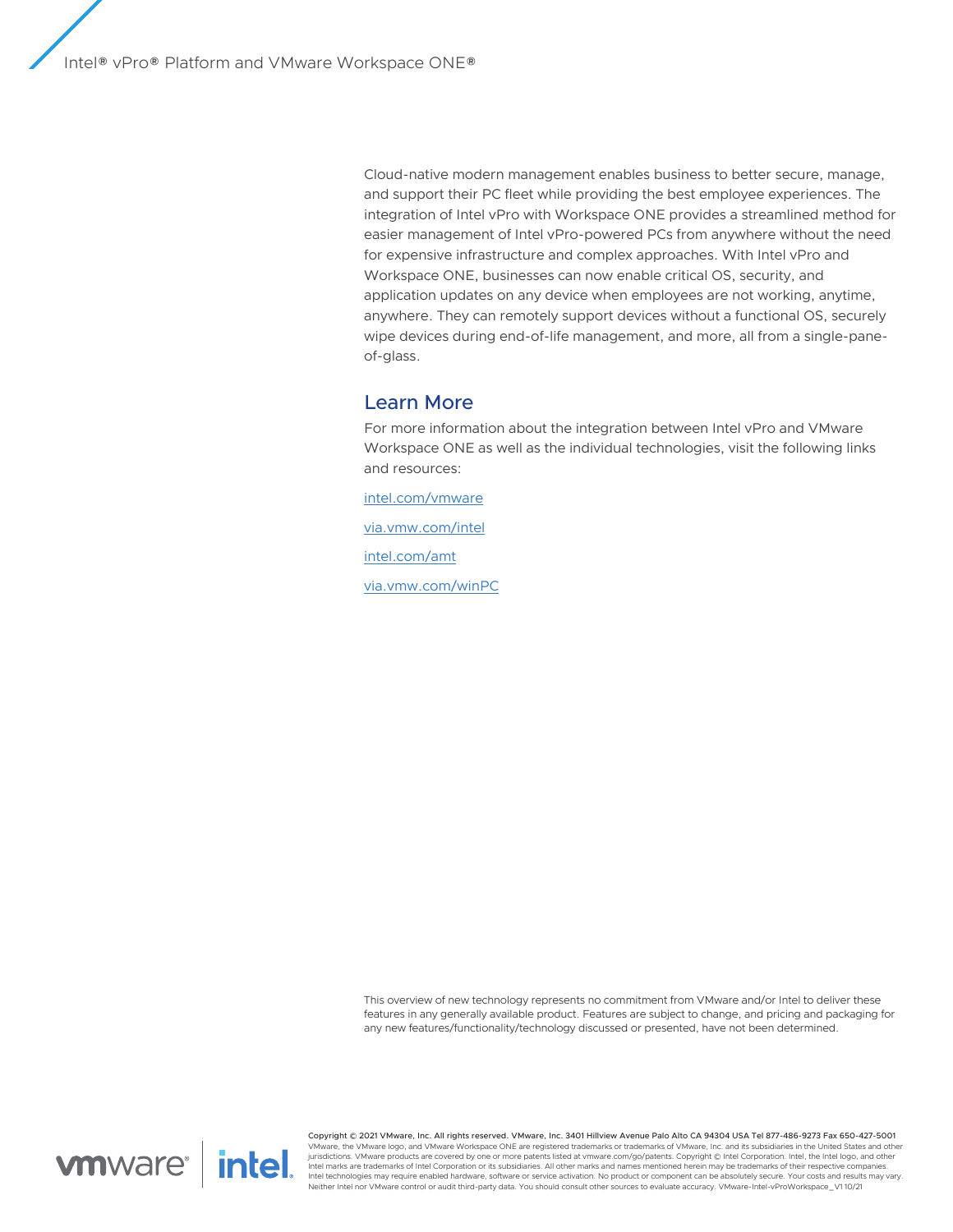Cloud-native modern management enables business to better secure, manage, and support their PC fleet while providing the best employee experiences. The integration of Intel vPro with Workspace ONE provides a streamlined method for easier management of Intel vPro-powered PCs from anywhere without the need for expensive infrastructure and complex approaches. With Intel vPro and Workspace ONE, businesses can now enable critical OS, security, and application updates on any device when employees are not working, anytime, anywhere. They can remotely support devices without a functional OS, securely wipe devices during end-of-life management, and more, all from a single-pane-of-glass.

## Learn More

For more information about the integration between Intel vPro and VMware Workspace ONE as well as the individual technologies, visit the following links and resources:

intel.com/vmware

via.vmw.com/intel

intel.com/amt

via.vmw.com/winPC

This overview of new technology represents no commitment from VMware and/or Intel to deliver these features in any generally available product. Features are subject to change, and pricing and packaging for any new features/functionality/technology discussed or presented, have not been determined.

Copyright © 2021 VMware, Inc. All rights reserved. VMware, Inc. 3401 Hillview Avenue Palo Alto CA 94304 USA Tel 877-486-9273 Fax 650-427-5001
VMware, the VMware logo, and VMware Workspace ONE are registered trademarks or trademarks of VMware, Inc. and its subsidiaries in the United States and other jurisdictions. VMware products are covered by one or more patents listed at vmware.com/go/patents. Copyright © Intel Corporation. Intel, the Intel logo, and other Intel marks are trademarks of Intel Corporation or its subsidiaries. All other marks and names mentioned herein may be trademarks of their respective companies. Intel technologies may require enabled hardware, software or service activation. No product or component can be absolutely secure. Your costs and results may vary. Neither Intel nor VMware control or audit third-party data. You should consult other sources to evaluate accuracy. VMware-Intel-vProWorkspace_V1 10/21